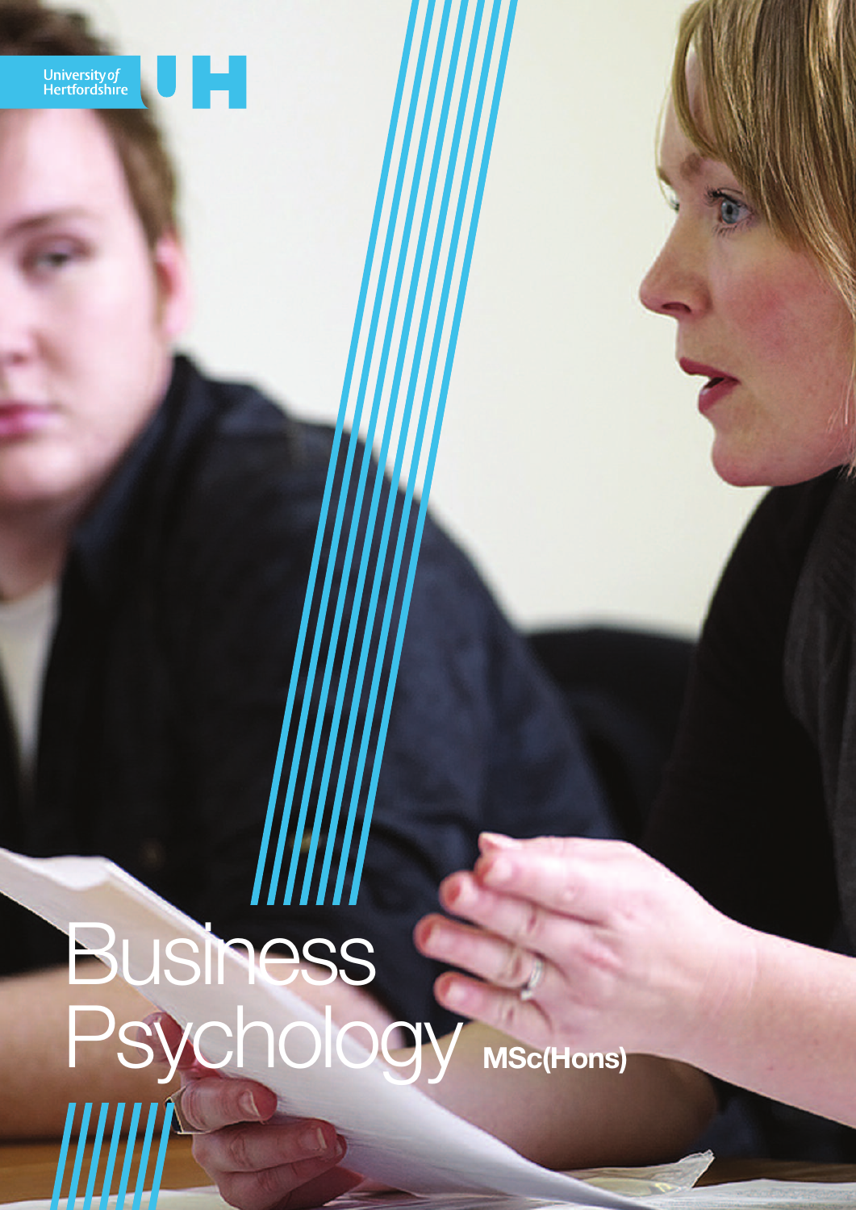University of Hertfordshire

# Business Psychology MSc(Hons)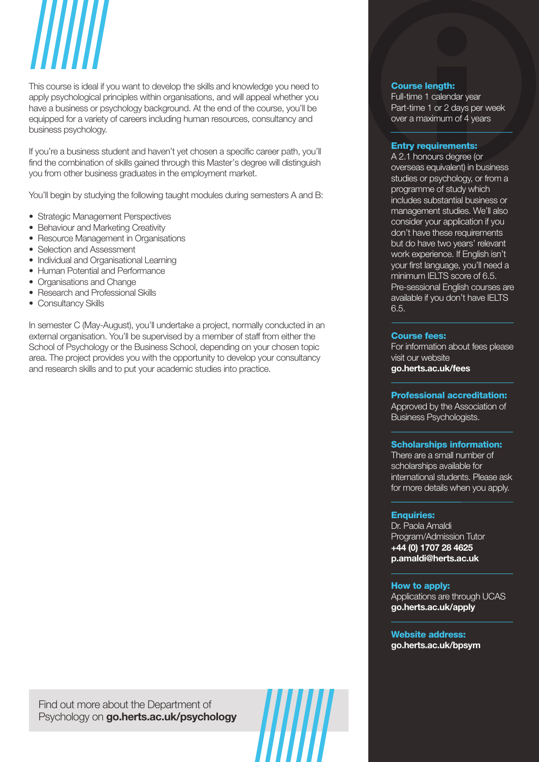This course is ideal if you want to develop the skills and knowledge you need to apply psychological principles within organisations, and will appeal whether you have a business or psychology background. At the end of the course, you'll be equipped for a variety of careers including human resources, consultancy and business psychology.

If you're a business student and haven't yet chosen a specific career path, you'll find the combination of skills gained through this Master's degree will distinguish you from other business graduates in the employment market.

You'll begin by studying the following taught modules during semesters A and B:

- Strategic Management Perspectives
- Behaviour and Marketing Creativity
- Resource Management in Organisations
- Selection and Assessment
- Individual and Organisational Learning
- Human Potential and Performance
- Organisations and Change
- Research and Professional Skills
- Consultancy Skills

In semester C (May-August), you'll undertake a project, normally conducted in an external organisation. You'll be supervised by a member of staff from either the School of Psychology or the Business School, depending on your chosen topic area. The project provides you with the opportunity to develop your consultancy and research skills and to put your academic studies into practice.

Find out more about the Department of Psychology on **go.herts.ac.uk/psychology**

**Course length:**
Full-time 1 calendar year
Part-time 1 or 2 days per week over a maximum of 4 years

**Entry requirements:**
A 2.1 honours degree (or overseas equivalent) in business studies or psychology, or from a programme of study which includes substantial business or management studies. We'll also consider your application if you don't have these requirements but do have two years' relevant work experience. If English isn't your first language, you'll need a minimum IELTS score of 6.5. Pre-sessional English courses are available if you don't have IELTS 6.5.

**Course fees:**
For information about fees please visit our website
**go.herts.ac.uk/fees**

**Professional accreditation:**
Approved by the Association of Business Psychologists.

**Scholarships information:**
There are a small number of scholarships available for international students. Please ask for more details when you apply.

**Enquiries:**
Dr. Paola Amaldi
Program/Admission Tutor
**+44 (0) 1707 28 4625**
**p.amaldi@herts.ac.uk**

**How to apply:**
Applications are through UCAS
**go.herts.ac.uk/apply**

**Website address:**
**go.herts.ac.uk/bpsym**